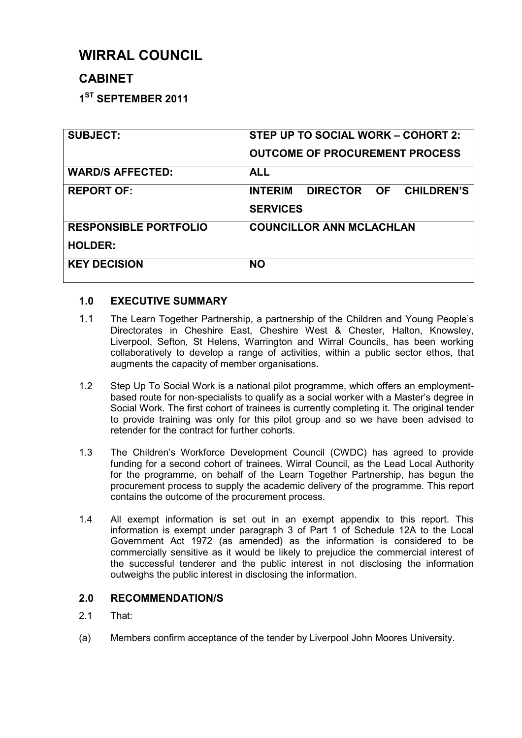# WIRRAL COUNCIL

## CABINET

### 1ST SEPTEMBER 2011

| SUBJECT: | STEP UP TO SOCIAL WORK – COHORT 2: OUTCOME OF PROCUREMENT PROCESS |
|---|---|
| WARD/S AFFECTED: | ALL |
| REPORT OF: | INTERIM DIRECTOR OF CHILDREN'S SERVICES |
| RESPONSIBLE PORTFOLIO HOLDER: | COUNCILLOR ANN MCLACHLAN |
| KEY DECISION | NO |

### 1.0 EXECUTIVE SUMMARY

1.1 The Learn Together Partnership, a partnership of the Children and Young People's Directorates in Cheshire East, Cheshire West & Chester, Halton, Knowsley, Liverpool, Sefton, St Helens, Warrington and Wirral Councils, has been working collaboratively to develop a range of activities, within a public sector ethos, that augments the capacity of member organisations.

1.2 Step Up To Social Work is a national pilot programme, which offers an employment-based route for non-specialists to qualify as a social worker with a Master's degree in Social Work. The first cohort of trainees is currently completing it. The original tender to provide training was only for this pilot group and so we have been advised to retender for the contract for further cohorts.

1.3 The Children's Workforce Development Council (CWDC) has agreed to provide funding for a second cohort of trainees. Wirral Council, as the Lead Local Authority for the programme, on behalf of the Learn Together Partnership, has begun the procurement process to supply the academic delivery of the programme. This report contains the outcome of the procurement process.

1.4 All exempt information is set out in an exempt appendix to this report. This information is exempt under paragraph 3 of Part 1 of Schedule 12A to the Local Government Act 1972 (as amended) as the information is considered to be commercially sensitive as it would be likely to prejudice the commercial interest of the successful tenderer and the public interest in not disclosing the information outweighs the public interest in disclosing the information.

### 2.0 RECOMMENDATION/S

2.1 That:

(a) Members confirm acceptance of the tender by Liverpool John Moores University.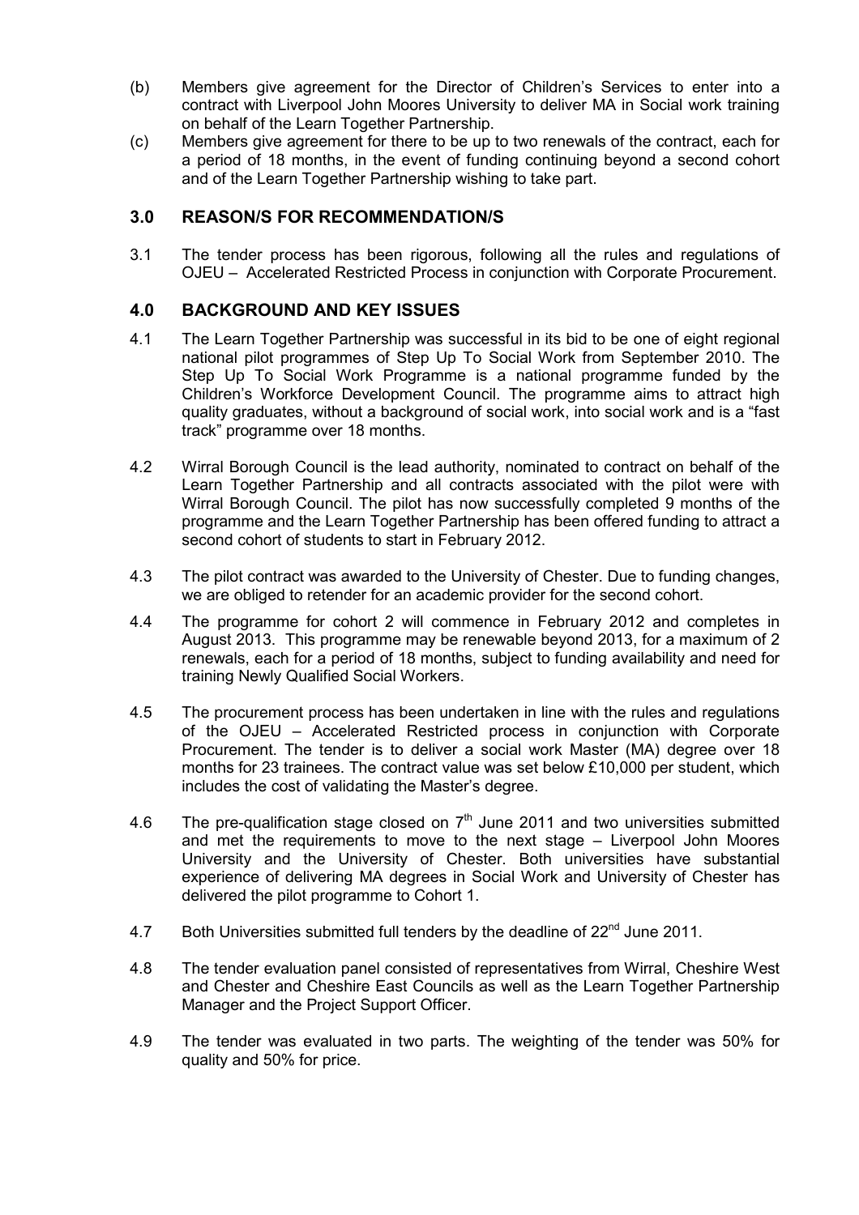(b) Members give agreement for the Director of Children's Services to enter into a contract with Liverpool John Moores University to deliver MA in Social work training on behalf of the Learn Together Partnership.

(c) Members give agreement for there to be up to two renewals of the contract, each for a period of 18 months, in the event of funding continuing beyond a second cohort and of the Learn Together Partnership wishing to take part.

## 3.0 REASON/S FOR RECOMMENDATION/S

3.1 The tender process has been rigorous, following all the rules and regulations of OJEU – Accelerated Restricted Process in conjunction with Corporate Procurement.

## 4.0 BACKGROUND AND KEY ISSUES

4.1 The Learn Together Partnership was successful in its bid to be one of eight regional national pilot programmes of Step Up To Social Work from September 2010. The Step Up To Social Work Programme is a national programme funded by the Children's Workforce Development Council. The programme aims to attract high quality graduates, without a background of social work, into social work and is a "fast track" programme over 18 months.

4.2 Wirral Borough Council is the lead authority, nominated to contract on behalf of the Learn Together Partnership and all contracts associated with the pilot were with Wirral Borough Council. The pilot has now successfully completed 9 months of the programme and the Learn Together Partnership has been offered funding to attract a second cohort of students to start in February 2012.

4.3 The pilot contract was awarded to the University of Chester. Due to funding changes, we are obliged to retender for an academic provider for the second cohort.

4.4 The programme for cohort 2 will commence in February 2012 and completes in August 2013. This programme may be renewable beyond 2013, for a maximum of 2 renewals, each for a period of 18 months, subject to funding availability and need for training Newly Qualified Social Workers.

4.5 The procurement process has been undertaken in line with the rules and regulations of the OJEU – Accelerated Restricted process in conjunction with Corporate Procurement. The tender is to deliver a social work Master (MA) degree over 18 months for 23 trainees. The contract value was set below £10,000 per student, which includes the cost of validating the Master's degree.

4.6 The pre-qualification stage closed on 7th June 2011 and two universities submitted and met the requirements to move to the next stage – Liverpool John Moores University and the University of Chester. Both universities have substantial experience of delivering MA degrees in Social Work and University of Chester has delivered the pilot programme to Cohort 1.

4.7 Both Universities submitted full tenders by the deadline of 22nd June 2011.

4.8 The tender evaluation panel consisted of representatives from Wirral, Cheshire West and Chester and Cheshire East Councils as well as the Learn Together Partnership Manager and the Project Support Officer.

4.9 The tender was evaluated in two parts. The weighting of the tender was 50% for quality and 50% for price.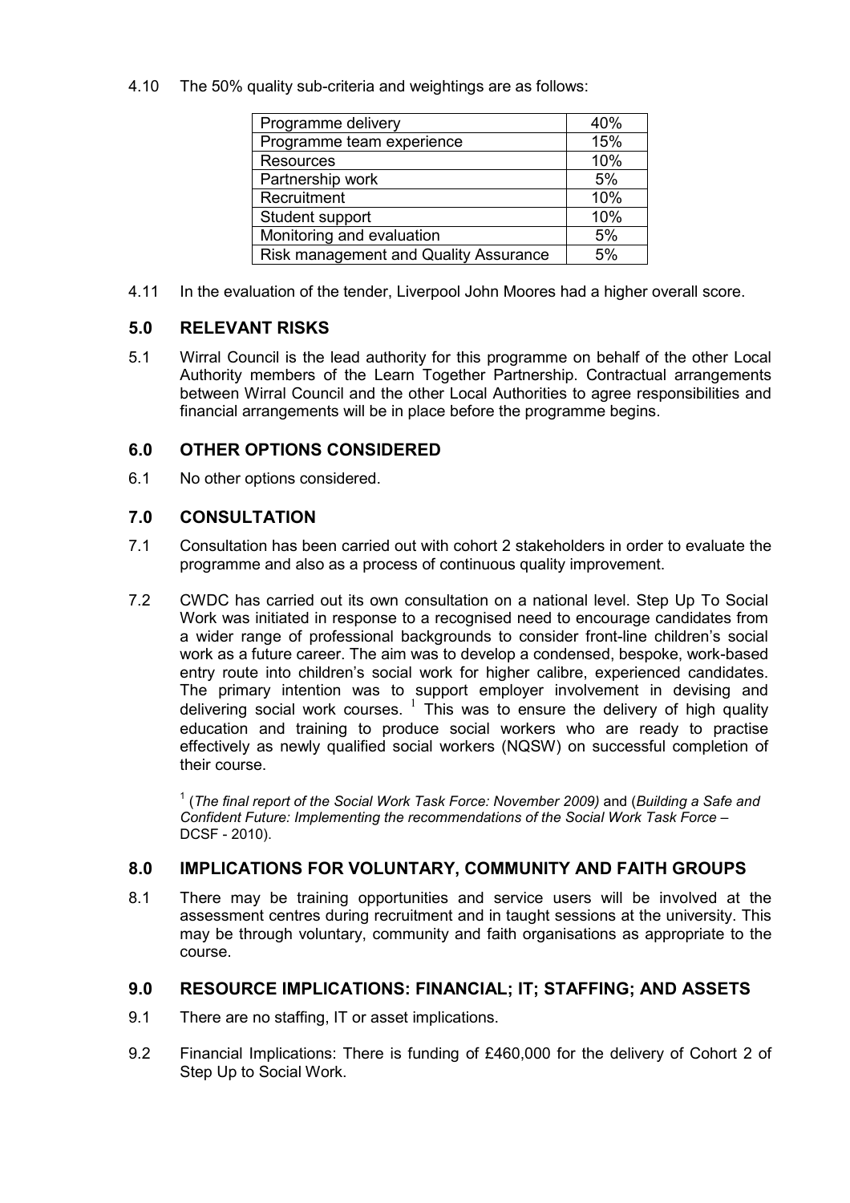4.10 The 50% quality sub-criteria and weightings are as follows:

| Programme delivery | 40% |
|---|---|
| Programme team experience | 15% |
| Resources | 10% |
| Partnership work | 5% |
| Recruitment | 10% |
| Student support | 10% |
| Monitoring and evaluation | 5% |
| Risk management and Quality Assurance | 5% |

4.11 In the evaluation of the tender, Liverpool John Moores had a higher overall score.

## 5.0 RELEVANT RISKS

5.1 Wirral Council is the lead authority for this programme on behalf of the other Local Authority members of the Learn Together Partnership. Contractual arrangements between Wirral Council and the other Local Authorities to agree responsibilities and financial arrangements will be in place before the programme begins.

## 6.0 OTHER OPTIONS CONSIDERED

6.1 No other options considered.

## 7.0 CONSULTATION

7.1 Consultation has been carried out with cohort 2 stakeholders in order to evaluate the programme and also as a process of continuous quality improvement.

7.2 CWDC has carried out its own consultation on a national level. Step Up To Social Work was initiated in response to a recognised need to encourage candidates from a wider range of professional backgrounds to consider front-line children's social work as a future career. The aim was to develop a condensed, bespoke, work-based entry route into children's social work for higher calibre, experienced candidates. The primary intention was to support employer involvement in devising and delivering social work courses. [1] This was to ensure the delivery of high quality education and training to produce social workers who are ready to practise effectively as newly qualified social workers (NQSW) on successful completion of their course.

[1] (*The final report of the Social Work Task Force: November 2009)* and (*Building a Safe and Confident Future: Implementing the recommendations of the Social Work Task Force* – DCSF - 2010).

## 8.0 IMPLICATIONS FOR VOLUNTARY, COMMUNITY AND FAITH GROUPS

8.1 There may be training opportunities and service users will be involved at the assessment centres during recruitment and in taught sessions at the university. This may be through voluntary, community and faith organisations as appropriate to the course.

## 9.0 RESOURCE IMPLICATIONS: FINANCIAL; IT; STAFFING; AND ASSETS

9.1 There are no staffing, IT or asset implications.

9.2 Financial Implications: There is funding of £460,000 for the delivery of Cohort 2 of Step Up to Social Work.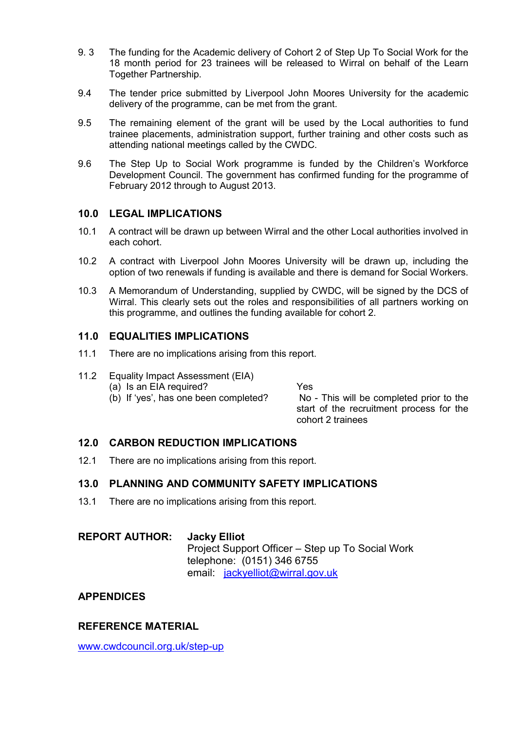9.3 The funding for the Academic delivery of Cohort 2 of Step Up To Social Work for the 18 month period for 23 trainees will be released to Wirral on behalf of the Learn Together Partnership.

9.4 The tender price submitted by Liverpool John Moores University for the academic delivery of the programme, can be met from the grant.

9.5 The remaining element of the grant will be used by the Local authorities to fund trainee placements, administration support, further training and other costs such as attending national meetings called by the CWDC.

9.6 The Step Up to Social Work programme is funded by the Children's Workforce Development Council. The government has confirmed funding for the programme of February 2012 through to August 2013.

## 10.0 LEGAL IMPLICATIONS

10.1 A contract will be drawn up between Wirral and the other Local authorities involved in each cohort.

10.2 A contract with Liverpool John Moores University will be drawn up, including the option of two renewals if funding is available and there is demand for Social Workers.

10.3 A Memorandum of Understanding, supplied by CWDC, will be signed by the DCS of Wirral. This clearly sets out the roles and responsibilities of all partners working on this programme, and outlines the funding available for cohort 2.

## 11.0 EQUALITIES IMPLICATIONS

11.1 There are no implications arising from this report.

11.2 Equality Impact Assessment (EIA)

| | |
|---|---|
| (a) Is an EIA required? | Yes |
| (b) If 'yes', has one been completed? | No - This will be completed prior to the start of the recruitment process for the cohort 2 trainees |

## 12.0 CARBON REDUCTION IMPLICATIONS

12.1 There are no implications arising from this report.

## 13.0 PLANNING AND COMMUNITY SAFETY IMPLICATIONS

13.1 There are no implications arising from this report.

**REPORT AUTHOR:** **Jacky Elliot**
Project Support Officer – Step up To Social Work
telephone: (0151) 346 6755
email: jackyelliot@wirral.gov.uk

## APPENDICES

## REFERENCE MATERIAL

www.cwdcouncil.org.uk/step-up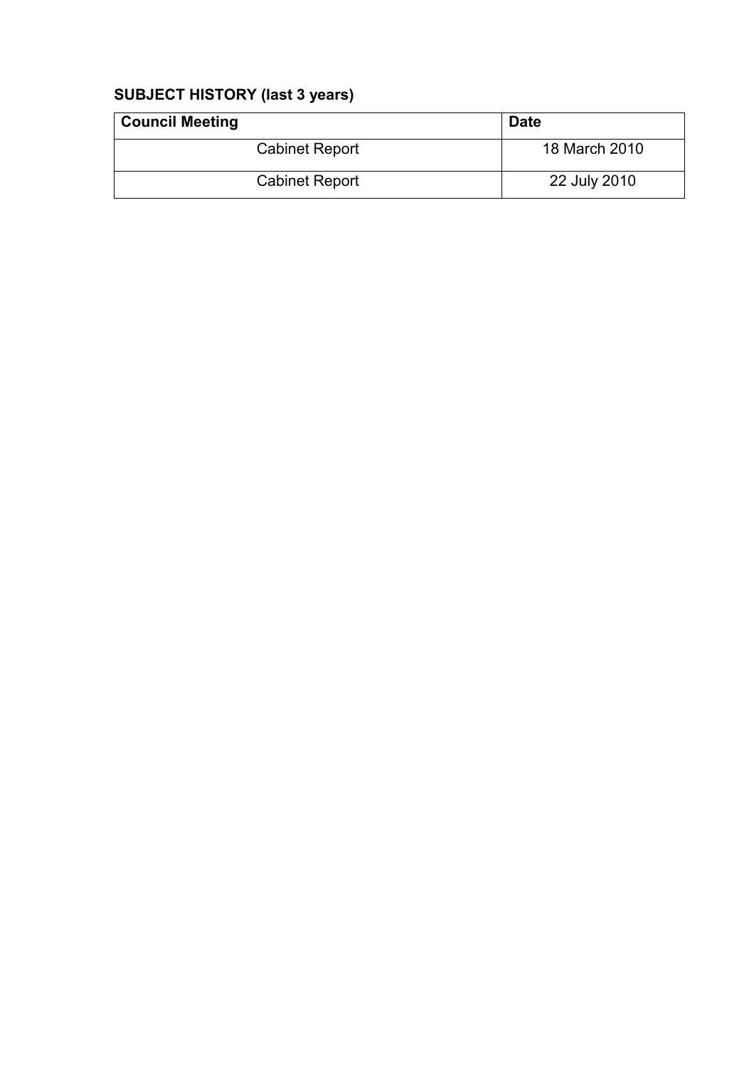**SUBJECT HISTORY (last 3 years)**

| Council Meeting | Date |
|---|---|
| Cabinet Report | 18 March 2010 |
| Cabinet Report | 22 July 2010 |